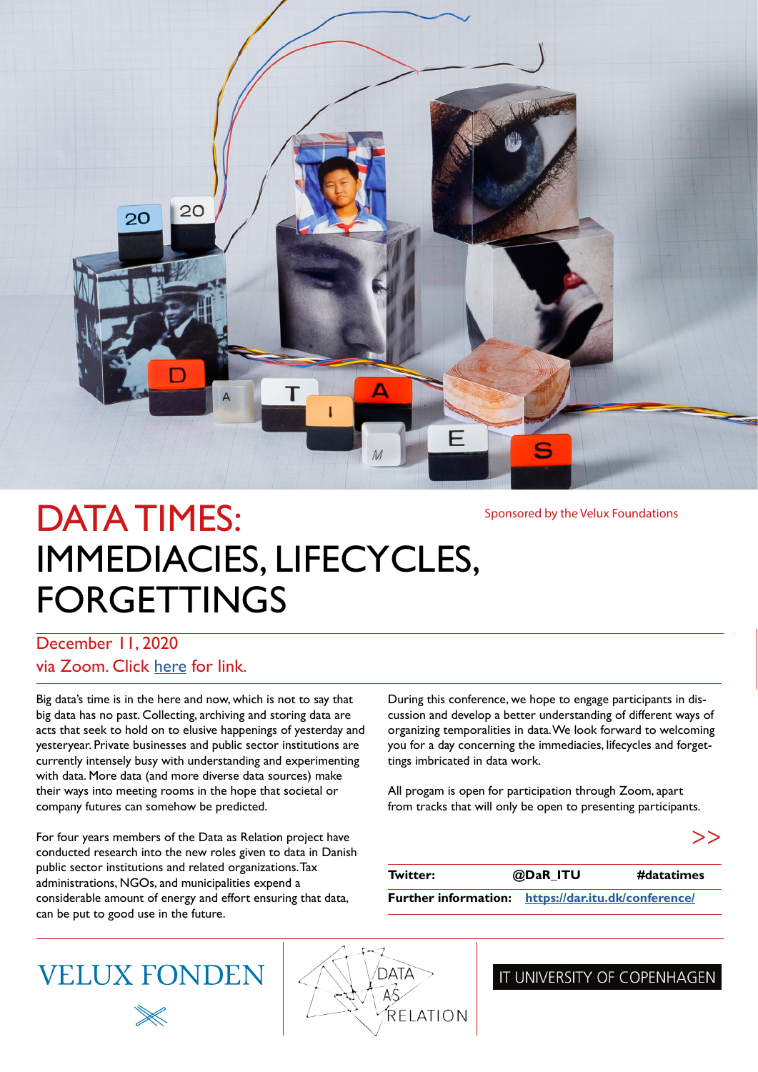# DATA TIMES: IMMEDIACIES, LIFECYCLES, FORGETTINGS

Sponsored by the Velux Foundations

December 11, 2020
via Zoom. Click [here](#) for link.

Big data's time is in the here and now, which is not to say that big data has no past. Collecting, archiving and storing data are acts that seek to hold on to elusive happenings of yesterday and yesteryear. Private businesses and public sector institutions are currently intensely busy with understanding and experimenting with data. More data (and more diverse data sources) make their ways into meeting rooms in the hope that societal or company futures can somehow be predicted.

For four years members of the Data as Relation project have conducted research into the new roles given to data in Danish public sector institutions and related organizations. Tax administrations, NGOs, and municipalities expend a considerable amount of energy and effort ensuring that data, can be put to good use in the future.

During this conference, we hope to engage participants in discussion and develop a better understanding of different ways of organizing temporalities in data. We look forward to welcoming you for a day concerning the immediacies, lifecycles and forgettings imbricated in data work.

All progam is open for participation through Zoom, apart from tracks that will only be open to presenting participants.

>>

| **Twitter:** | **@DaR_ITU** | **#datatimes** |
|---|---|---|
| **Further information:** | **https://dar.itu.dk/conference/** | |

VELUX FONDEN

DATA AS RELATION

IT UNIVERSITY OF COPENHAGEN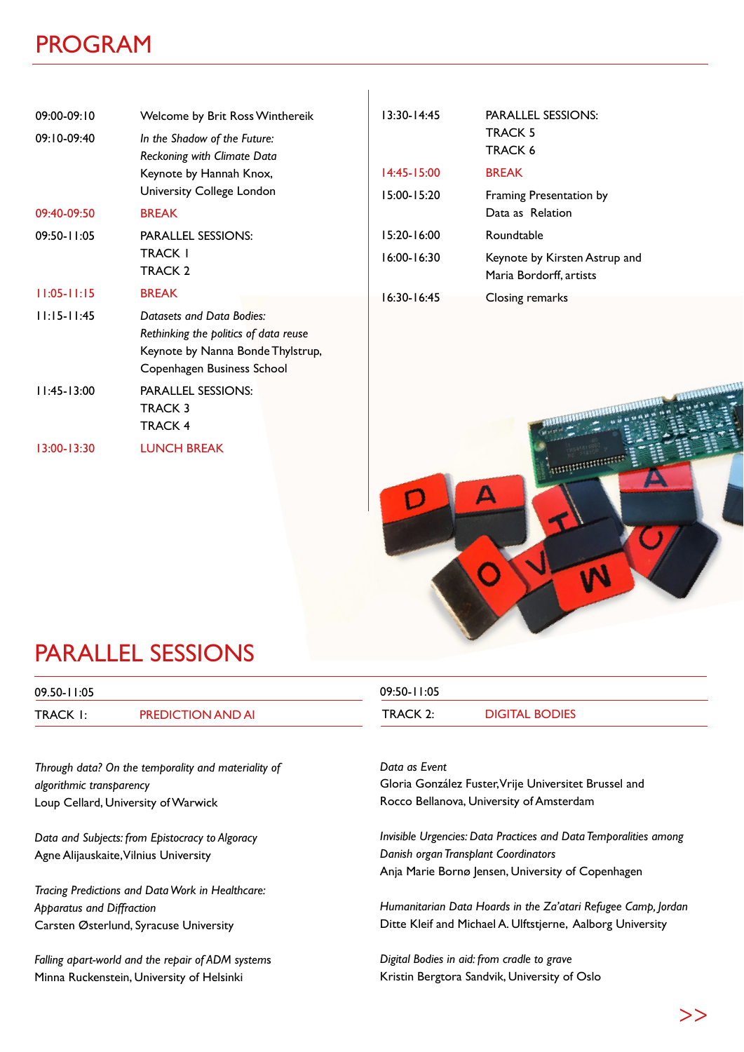# PROGRAM

| | |
|---|---|
| 09:00-09:10 | Welcome by Brit Ross Winthereik |
| 09:10-09:40 | *In the Shadow of the Future: Reckoning with Climate Data* Keynote by Hannah Knox, University College London |
| 09:40-09:50 | BREAK |
| 09:50-11:05 | PARALLEL SESSIONS: TRACK 1, TRACK 2 |
| 11:05-11:15 | BREAK |
| 11:15-11:45 | *Datasets and Data Bodies: Rethinking the politics of data reuse* Keynote by Nanna Bonde Thylstrup, Copenhagen Business School |
| 11:45-13:00 | PARALLEL SESSIONS: TRACK 3, TRACK 4 |
| 13:00-13:30 | LUNCH BREAK |
| 13:30-14:45 | PARALLEL SESSIONS: TRACK 5, TRACK 6 |
| 14:45-15:00 | BREAK |
| 15:00-15:20 | Framing Presentation by Data as Relation |
| 15:20-16:00 | Roundtable |
| 16:00-16:30 | Keynote by Kirsten Astrup and Maria Bordorff, artists |
| 16:30-16:45 | Closing remarks |

# PARALLEL SESSIONS

09.50-11:05

TRACK 1: PREDICTION AND AI

*Through data? On the temporality and materiality of algorithmic transparency*
Loup Cellard, University of Warwick

*Data and Subjects: from Epistocracy to Algoracy*
Agne Alijauskaite, Vilnius University

*Tracing Predictions and Data Work in Healthcare: Apparatus and Diffraction*
Carsten Østerlund, Syracuse University

*Falling apart-world and the repair of ADM systems*
Minna Ruckenstein, University of Helsinki

09:50-11:05

TRACK 2: DIGITAL BODIES

*Data as Event*
Gloria González Fuster, Vrije Universitet Brussel and Rocco Bellanova, University of Amsterdam

*Invisible Urgencies: Data Practices and Data Temporalities among Danish organ Transplant Coordinators*
Anja Marie Bornø Jensen, University of Copenhagen

*Humanitarian Data Hoards in the Za'atari Refugee Camp, Jordan*
Ditte Kleif and Michael A. Ulfstjerne, Aalborg University

*Digital Bodies in aid: from cradle to grave*
Kristin Bergtora Sandvik, University of Oslo

>>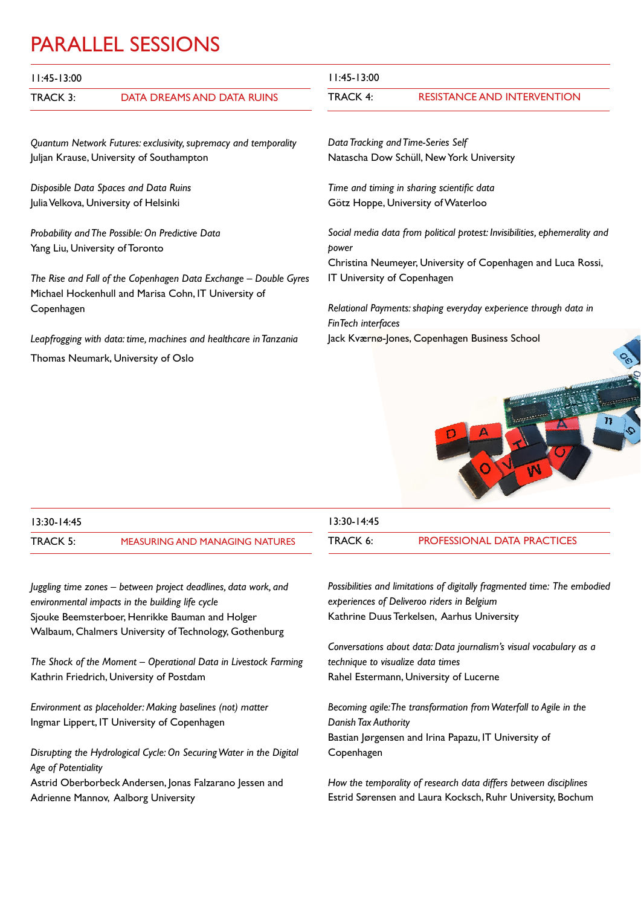# PARALLEL SESSIONS

11:45-13:00

TRACK 3: DATA DREAMS AND DATA RUINS

*Quantum Network Futures: exclusivity, supremacy and temporality*
Juljan Krause, University of Southampton

*Disposible Data Spaces and Data Ruins*
Julia Velkova, University of Helsinki

*Probability and The Possible: On Predictive Data*
Yang Liu, University of Toronto

*The Rise and Fall of the Copenhagen Data Exchange – Double Gyres*
Michael Hockenhull and Marisa Cohn, IT University of Copenhagen

*Leapfrogging with data: time, machines and healthcare in Tanzania*
Thomas Neumark, University of Oslo

11:45-13:00

TRACK 4: RESISTANCE AND INTERVENTION

*Data Tracking and Time-Series Self*
Natascha Dow Schüll, New York University

*Time and timing in sharing scientific data*
Götz Hoppe, University of Waterloo

*Social media data from political protest: Invisibilities, ephemerality and power*
Christina Neumeyer, University of Copenhagen and Luca Rossi, IT University of Copenhagen

*Relational Payments: shaping everyday experience through data in FinTech interfaces*
Jack Kværnø-Jones, Copenhagen Business School

13:30-14:45

TRACK 5: MEASURING AND MANAGING NATURES

*Juggling time zones – between project deadlines, data work, and environmental impacts in the building life cycle*
Sjouke Beemsterboer, Henrikke Bauman and Holger Walbaum, Chalmers University of Technology, Gothenburg

*The Shock of the Moment – Operational Data in Livestock Farming*
Kathrin Friedrich, University of Postdam

*Environment as placeholder: Making baselines (not) matter*
Ingmar Lippert, IT University of Copenhagen

*Disrupting the Hydrological Cycle: On Securing Water in the Digital Age of Potentiality*
Astrid Oberborbeck Andersen, Jonas Falzarano Jessen and Adrienne Mannov, Aalborg University

13:30-14:45

TRACK 6: PROFESSIONAL DATA PRACTICES

*Possibilities and limitations of digitally fragmented time: The embodied experiences of Deliveroo riders in Belgium*
Kathrine Duus Terkelsen, Aarhus University

*Conversations about data: Data journalism's visual vocabulary as a technique to visualize data times*
Rahel Estermann, University of Lucerne

*Becoming agile: The transformation from Waterfall to Agile in the Danish Tax Authority*
Bastian Jørgensen and Irina Papazu, IT University of Copenhagen

*How the temporality of research data differs between disciplines*
Estrid Sørensen and Laura Kocksch, Ruhr University, Bochum